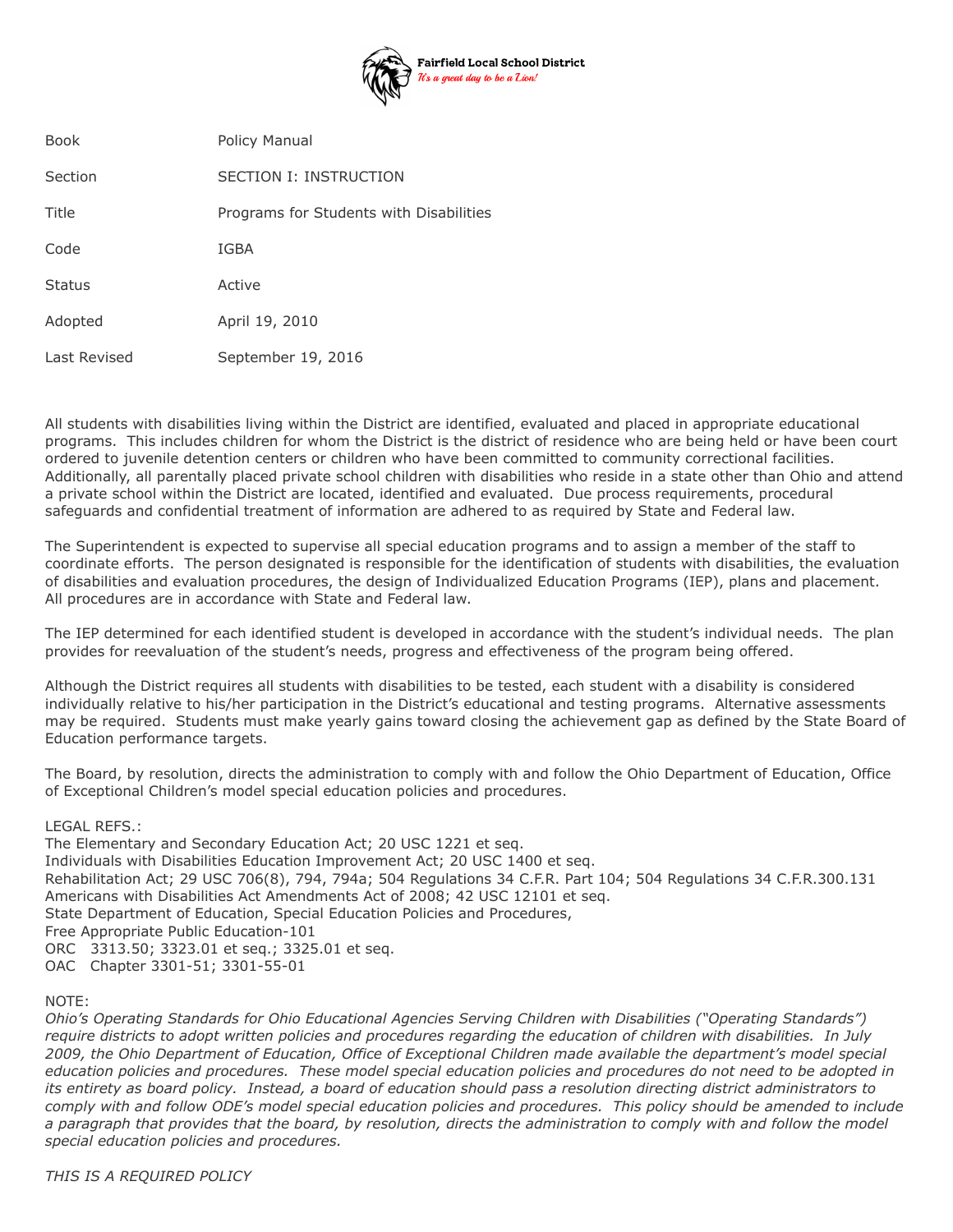**Fairfield Local School District**
*It's a great day to be a Lion!*

| | |
|---|---|
| Book | Policy Manual |
| Section | SECTION I: INSTRUCTION |
| Title | Programs for Students with Disabilities |
| Code | IGBA |
| Status | Active |
| Adopted | April 19, 2010 |
| Last Revised | September 19, 2016 |

All students with disabilities living within the District are identified, evaluated and placed in appropriate educational programs. This includes children for whom the District is the district of residence who are being held or have been court ordered to juvenile detention centers or children who have been committed to community correctional facilities. Additionally, all parentally placed private school children with disabilities who reside in a state other than Ohio and attend a private school within the District are located, identified and evaluated. Due process requirements, procedural safeguards and confidential treatment of information are adhered to as required by State and Federal law.

The Superintendent is expected to supervise all special education programs and to assign a member of the staff to coordinate efforts. The person designated is responsible for the identification of students with disabilities, the evaluation of disabilities and evaluation procedures, the design of Individualized Education Programs (IEP), plans and placement. All procedures are in accordance with State and Federal law.

The IEP determined for each identified student is developed in accordance with the student's individual needs. The plan provides for reevaluation of the student's needs, progress and effectiveness of the program being offered.

Although the District requires all students with disabilities to be tested, each student with a disability is considered individually relative to his/her participation in the District's educational and testing programs. Alternative assessments may be required. Students must make yearly gains toward closing the achievement gap as defined by the State Board of Education performance targets.

The Board, by resolution, directs the administration to comply with and follow the Ohio Department of Education, Office of Exceptional Children's model special education policies and procedures.

LEGAL REFS.:
The Elementary and Secondary Education Act; 20 USC 1221 et seq.
Individuals with Disabilities Education Improvement Act; 20 USC 1400 et seq.
Rehabilitation Act; 29 USC 706(8), 794, 794a; 504 Regulations 34 C.F.R. Part 104; 504 Regulations 34 C.F.R.300.131
Americans with Disabilities Act Amendments Act of 2008; 42 USC 12101 et seq.
State Department of Education, Special Education Policies and Procedures,
Free Appropriate Public Education-101
ORC 3313.50; 3323.01 et seq.; 3325.01 et seq.
OAC Chapter 3301-51; 3301-55-01

NOTE:
*Ohio's Operating Standards for Ohio Educational Agencies Serving Children with Disabilities ("Operating Standards") require districts to adopt written policies and procedures regarding the education of children with disabilities. In July 2009, the Ohio Department of Education, Office of Exceptional Children made available the department's model special education policies and procedures. These model special education policies and procedures do not need to be adopted in its entirety as board policy. Instead, a board of education should pass a resolution directing district administrators to comply with and follow ODE's model special education policies and procedures. This policy should be amended to include a paragraph that provides that the board, by resolution, directs the administration to comply with and follow the model special education policies and procedures.*

*THIS IS A REQUIRED POLICY*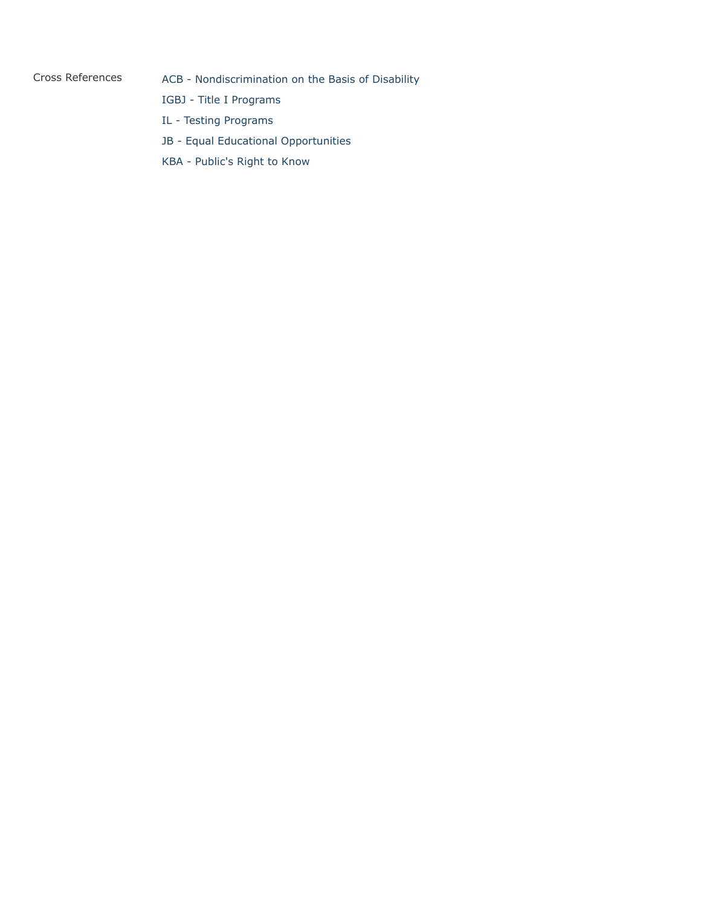Cross References

- ACB - Nondiscrimination on the Basis of Disability
- IGBJ - Title I Programs
- IL - Testing Programs
- JB - Equal Educational Opportunities
- KBA - Public's Right to Know